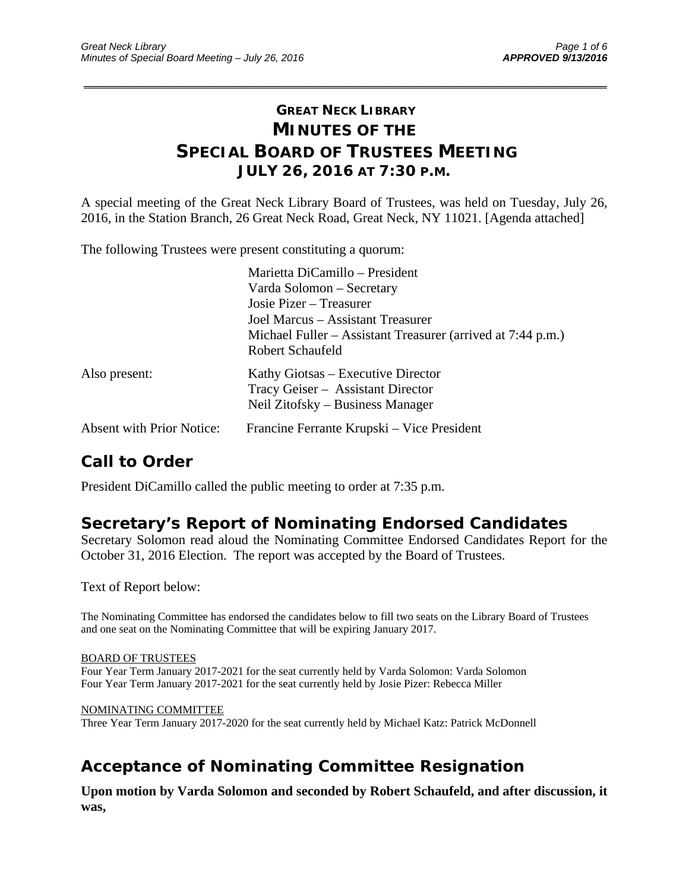# GREAT NECK LIBRARY
# MINUTES OF THE
# SPECIAL BOARD OF TRUSTEES MEETING
## JULY 26, 2016 AT 7:30 P.M.

A special meeting of the Great Neck Library Board of Trustees, was held on Tuesday, July 26, 2016, in the Station Branch, 26 Great Neck Road, Great Neck, NY 11021. [Agenda attached]

The following Trustees were present constituting a quorum:

Marietta DiCamillo – President
Varda Solomon – Secretary
Josie Pizer – Treasurer
Joel Marcus – Assistant Treasurer
Michael Fuller – Assistant Treasurer (arrived at 7:44 p.m.)
Robert Schaufeld

Also present:
Kathy Giotsas – Executive Director
Tracy Geiser – Assistant Director
Neil Zitofsky – Business Manager

Absent with Prior Notice: Francine Ferrante Krupski – Vice President

## Call to Order

President DiCamillo called the public meeting to order at 7:35 p.m.

## Secretary's Report of Nominating Endorsed Candidates

Secretary Solomon read aloud the Nominating Committee Endorsed Candidates Report for the October 31, 2016 Election. The report was accepted by the Board of Trustees.

Text of Report below:

The Nominating Committee has endorsed the candidates below to fill two seats on the Library Board of Trustees and one seat on the Nominating Committee that will be expiring January 2017.

BOARD OF TRUSTEES
Four Year Term January 2017-2021 for the seat currently held by Varda Solomon: Varda Solomon
Four Year Term January 2017-2021 for the seat currently held by Josie Pizer: Rebecca Miller

NOMINATING COMMITTEE
Three Year Term January 2017-2020 for the seat currently held by Michael Katz: Patrick McDonnell

## Acceptance of Nominating Committee Resignation

**Upon motion by Varda Solomon and seconded by Robert Schaufeld, and after discussion, it was,**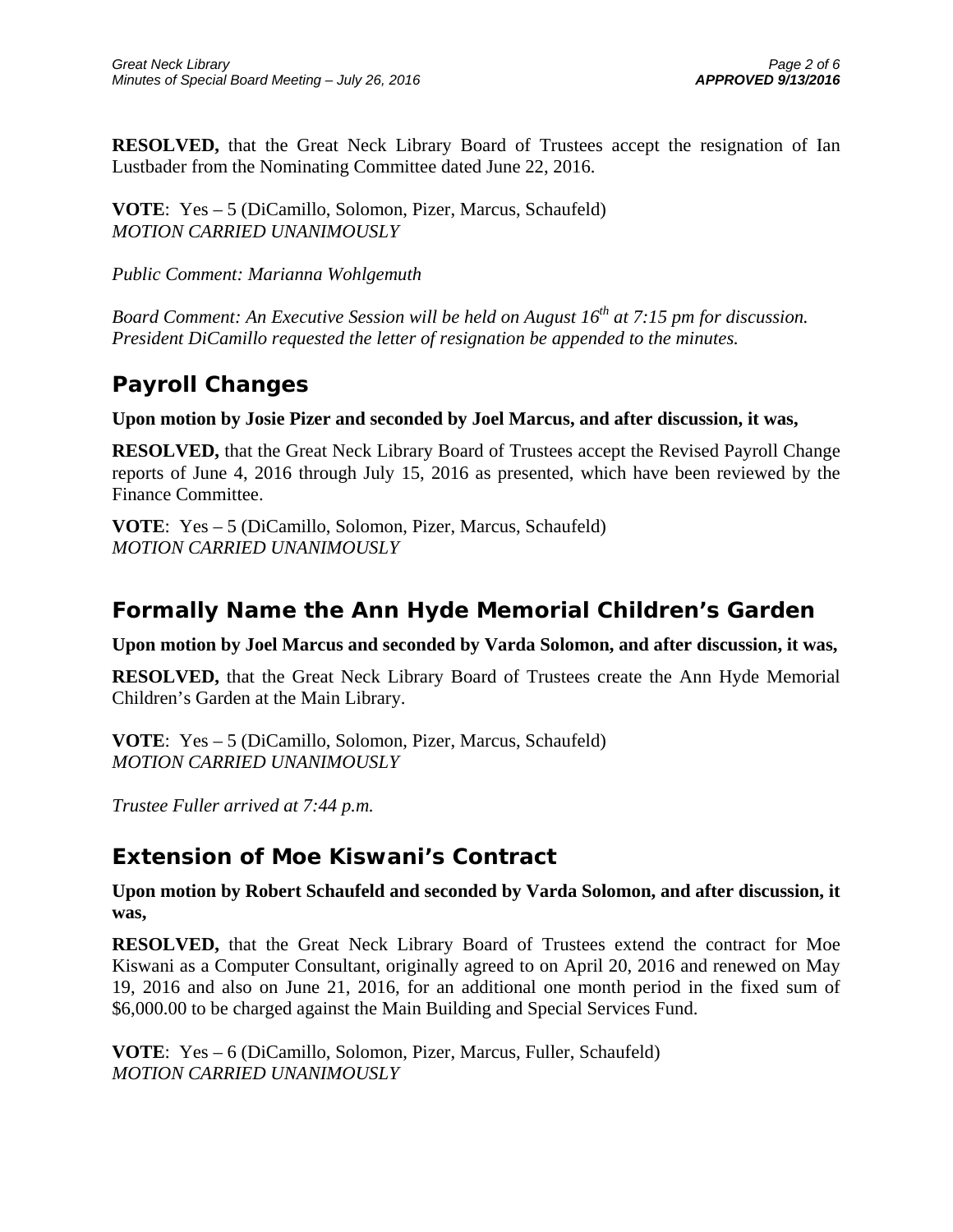**RESOLVED,** that the Great Neck Library Board of Trustees accept the resignation of Ian Lustbader from the Nominating Committee dated June 22, 2016.

**VOTE**: Yes – 5 (DiCamillo, Solomon, Pizer, Marcus, Schaufeld)
*MOTION CARRIED UNANIMOUSLY*

*Public Comment: Marianna Wohlgemuth*

*Board Comment: An Executive Session will be held on August 16th at 7:15 pm for discussion. President DiCamillo requested the letter of resignation be appended to the minutes.*

## Payroll Changes

**Upon motion by Josie Pizer and seconded by Joel Marcus, and after discussion, it was,**

**RESOLVED,** that the Great Neck Library Board of Trustees accept the Revised Payroll Change reports of June 4, 2016 through July 15, 2016 as presented, which have been reviewed by the Finance Committee.

**VOTE**: Yes – 5 (DiCamillo, Solomon, Pizer, Marcus, Schaufeld)
*MOTION CARRIED UNANIMOUSLY*

## Formally Name the Ann Hyde Memorial Children's Garden

**Upon motion by Joel Marcus and seconded by Varda Solomon, and after discussion, it was,**

**RESOLVED,** that the Great Neck Library Board of Trustees create the Ann Hyde Memorial Children's Garden at the Main Library.

**VOTE**: Yes – 5 (DiCamillo, Solomon, Pizer, Marcus, Schaufeld)
*MOTION CARRIED UNANIMOUSLY*

*Trustee Fuller arrived at 7:44 p.m.*

## Extension of Moe Kiswani's Contract

**Upon motion by Robert Schaufeld and seconded by Varda Solomon, and after discussion, it was,**

**RESOLVED,** that the Great Neck Library Board of Trustees extend the contract for Moe Kiswani as a Computer Consultant, originally agreed to on April 20, 2016 and renewed on May 19, 2016 and also on June 21, 2016, for an additional one month period in the fixed sum of $6,000.00 to be charged against the Main Building and Special Services Fund.

**VOTE**: Yes – 6 (DiCamillo, Solomon, Pizer, Marcus, Fuller, Schaufeld)
*MOTION CARRIED UNANIMOUSLY*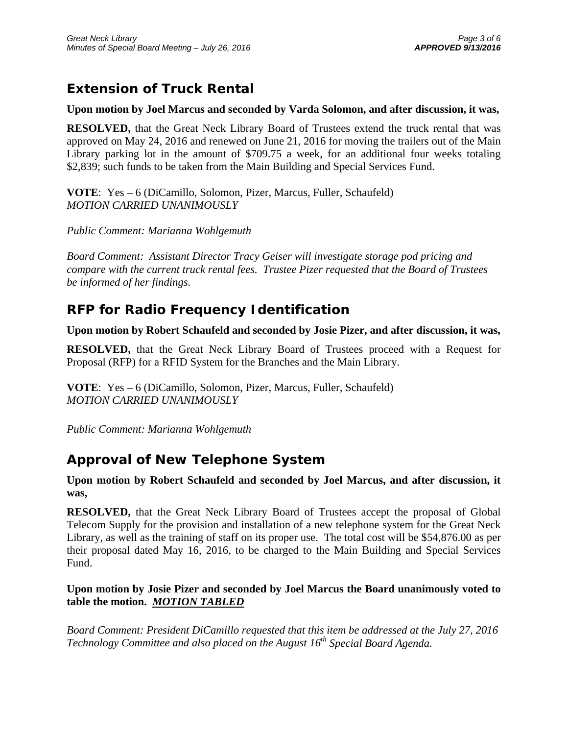## Extension of Truck Rental

**Upon motion by Joel Marcus and seconded by Varda Solomon, and after discussion, it was,**

**RESOLVED,** that the Great Neck Library Board of Trustees extend the truck rental that was approved on May 24, 2016 and renewed on June 21, 2016 for moving the trailers out of the Main Library parking lot in the amount of $709.75 a week, for an additional four weeks totaling $2,839; such funds to be taken from the Main Building and Special Services Fund.

**VOTE**: Yes – 6 (DiCamillo, Solomon, Pizer, Marcus, Fuller, Schaufeld)
*MOTION CARRIED UNANIMOUSLY*

*Public Comment: Marianna Wohlgemuth*

*Board Comment: Assistant Director Tracy Geiser will investigate storage pod pricing and compare with the current truck rental fees. Trustee Pizer requested that the Board of Trustees be informed of her findings.*

## RFP for Radio Frequency Identification

**Upon motion by Robert Schaufeld and seconded by Josie Pizer, and after discussion, it was,**

**RESOLVED,** that the Great Neck Library Board of Trustees proceed with a Request for Proposal (RFP) for a RFID System for the Branches and the Main Library.

**VOTE**: Yes – 6 (DiCamillo, Solomon, Pizer, Marcus, Fuller, Schaufeld)
*MOTION CARRIED UNANIMOUSLY*

*Public Comment: Marianna Wohlgemuth*

## Approval of New Telephone System

**Upon motion by Robert Schaufeld and seconded by Joel Marcus, and after discussion, it was,**

**RESOLVED,** that the Great Neck Library Board of Trustees accept the proposal of Global Telecom Supply for the provision and installation of a new telephone system for the Great Neck Library, as well as the training of staff on its proper use. The total cost will be $54,876.00 as per their proposal dated May 16, 2016, to be charged to the Main Building and Special Services Fund.

**Upon motion by Josie Pizer and seconded by Joel Marcus the Board unanimously voted to table the motion. *MOTION TABLED***

*Board Comment: President DiCamillo requested that this item be addressed at the July 27, 2016 Technology Committee and also placed on the August 16th Special Board Agenda.*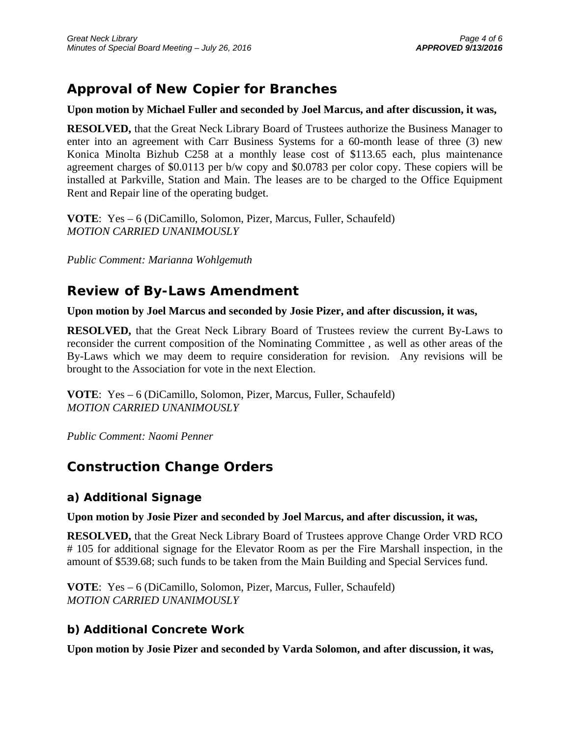## Approval of New Copier for Branches

**Upon motion by Michael Fuller and seconded by Joel Marcus, and after discussion, it was,**

**RESOLVED,** that the Great Neck Library Board of Trustees authorize the Business Manager to enter into an agreement with Carr Business Systems for a 60-month lease of three (3) new Konica Minolta Bizhub C258 at a monthly lease cost of $113.65 each, plus maintenance agreement charges of $0.0113 per b/w copy and $0.0783 per color copy. These copiers will be installed at Parkville, Station and Main. The leases are to be charged to the Office Equipment Rent and Repair line of the operating budget.

**VOTE**: Yes – 6 (DiCamillo, Solomon, Pizer, Marcus, Fuller, Schaufeld)
*MOTION CARRIED UNANIMOUSLY*

*Public Comment: Marianna Wohlgemuth*

## Review of By-Laws Amendment

**Upon motion by Joel Marcus and seconded by Josie Pizer, and after discussion, it was,**

**RESOLVED,** that the Great Neck Library Board of Trustees review the current By-Laws to reconsider the current composition of the Nominating Committee , as well as other areas of the By-Laws which we may deem to require consideration for revision. Any revisions will be brought to the Association for vote in the next Election.

**VOTE**: Yes – 6 (DiCamillo, Solomon, Pizer, Marcus, Fuller, Schaufeld)
*MOTION CARRIED UNANIMOUSLY*

*Public Comment: Naomi Penner*

## Construction Change Orders

### a) Additional Signage

**Upon motion by Josie Pizer and seconded by Joel Marcus, and after discussion, it was,**

**RESOLVED,** that the Great Neck Library Board of Trustees approve Change Order VRD RCO # 105 for additional signage for the Elevator Room as per the Fire Marshall inspection, in the amount of $539.68; such funds to be taken from the Main Building and Special Services fund.

**VOTE**: Yes – 6 (DiCamillo, Solomon, Pizer, Marcus, Fuller, Schaufeld)
*MOTION CARRIED UNANIMOUSLY*

### b) Additional Concrete Work

**Upon motion by Josie Pizer and seconded by Varda Solomon, and after discussion, it was,**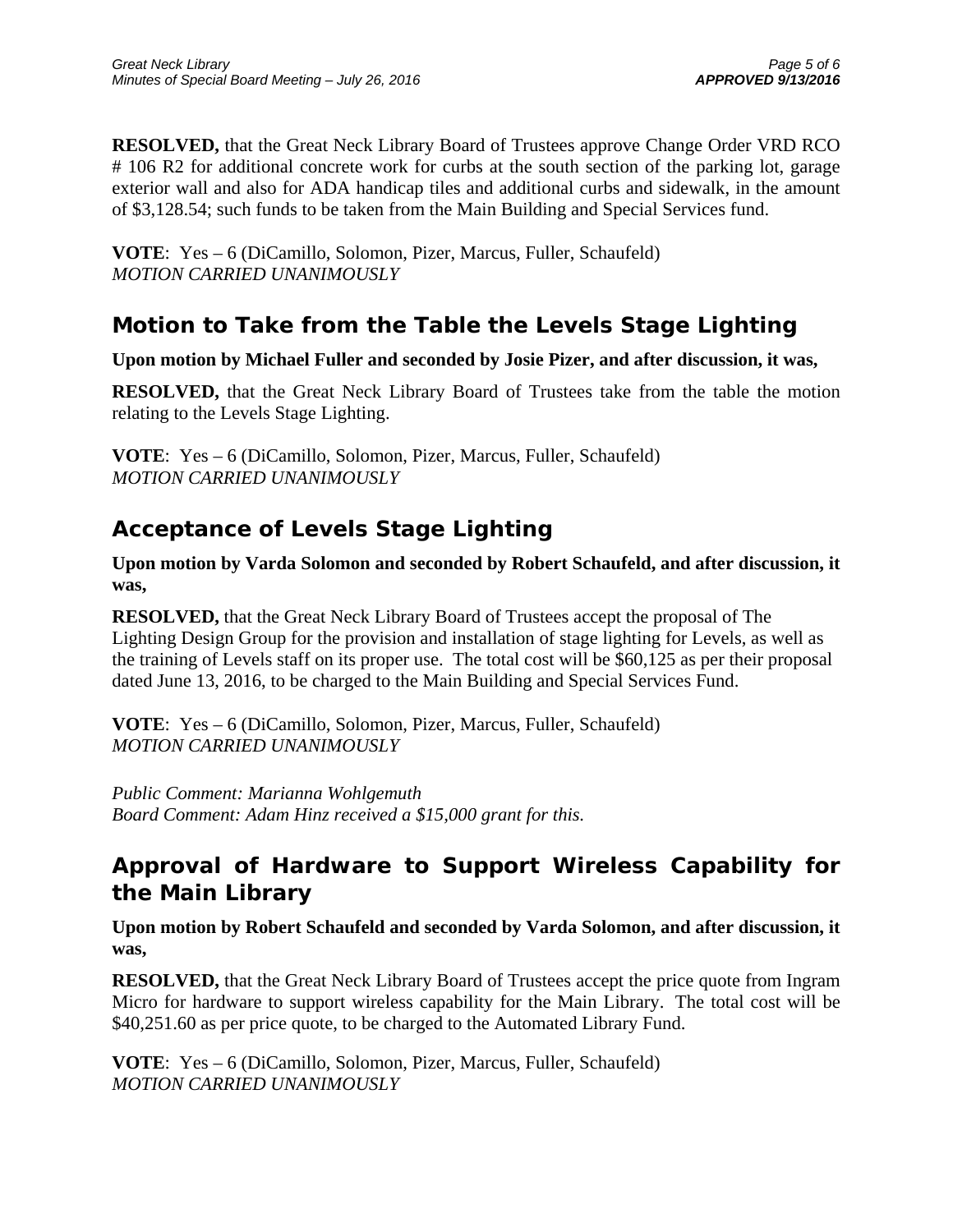**RESOLVED,** that the Great Neck Library Board of Trustees approve Change Order VRD RCO # 106 R2 for additional concrete work for curbs at the south section of the parking lot, garage exterior wall and also for ADA handicap tiles and additional curbs and sidewalk, in the amount of $3,128.54; such funds to be taken from the Main Building and Special Services fund.

**VOTE**: Yes – 6 (DiCamillo, Solomon, Pizer, Marcus, Fuller, Schaufeld)
*MOTION CARRIED UNANIMOUSLY*

## Motion to Take from the Table the Levels Stage Lighting

**Upon motion by Michael Fuller and seconded by Josie Pizer, and after discussion, it was,**

**RESOLVED,** that the Great Neck Library Board of Trustees take from the table the motion relating to the Levels Stage Lighting.

**VOTE**: Yes – 6 (DiCamillo, Solomon, Pizer, Marcus, Fuller, Schaufeld)
*MOTION CARRIED UNANIMOUSLY*

## Acceptance of Levels Stage Lighting

**Upon motion by Varda Solomon and seconded by Robert Schaufeld, and after discussion, it was,**

**RESOLVED,** that the Great Neck Library Board of Trustees accept the proposal of The Lighting Design Group for the provision and installation of stage lighting for Levels, as well as the training of Levels staff on its proper use. The total cost will be $60,125 as per their proposal dated June 13, 2016, to be charged to the Main Building and Special Services Fund.

**VOTE**: Yes – 6 (DiCamillo, Solomon, Pizer, Marcus, Fuller, Schaufeld)
*MOTION CARRIED UNANIMOUSLY*

*Public Comment: Marianna Wohlgemuth*
*Board Comment: Adam Hinz received a $15,000 grant for this.*

## Approval of Hardware to Support Wireless Capability for the Main Library

**Upon motion by Robert Schaufeld and seconded by Varda Solomon, and after discussion, it was,**

**RESOLVED,** that the Great Neck Library Board of Trustees accept the price quote from Ingram Micro for hardware to support wireless capability for the Main Library. The total cost will be $40,251.60 as per price quote, to be charged to the Automated Library Fund.

**VOTE**: Yes – 6 (DiCamillo, Solomon, Pizer, Marcus, Fuller, Schaufeld)
*MOTION CARRIED UNANIMOUSLY*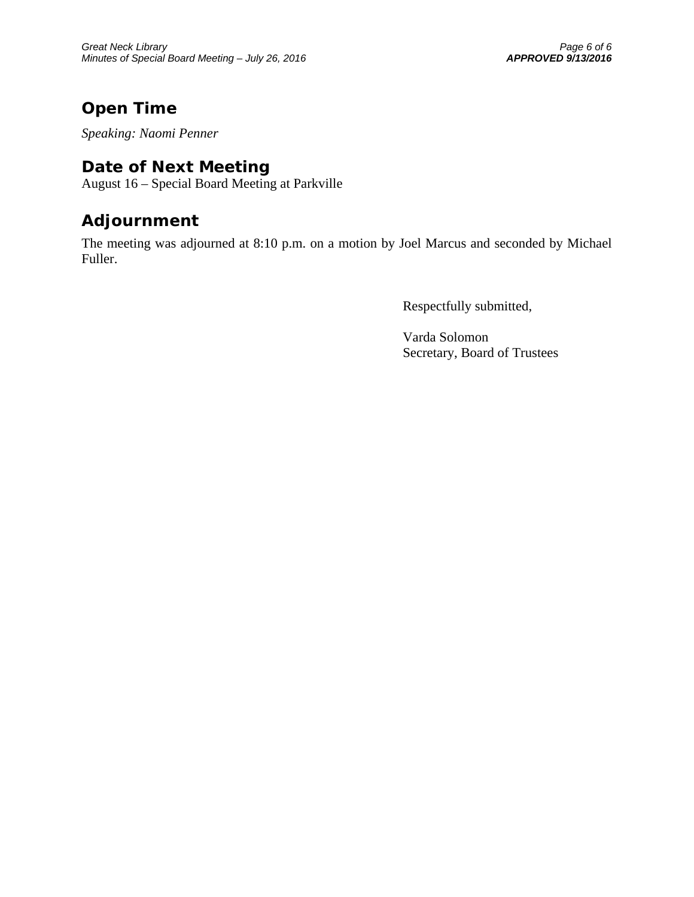## Open Time

*Speaking: Naomi Penner*

## Date of Next Meeting

August 16 – Special Board Meeting at Parkville

## Adjournment

The meeting was adjourned at 8:10 p.m. on a motion by Joel Marcus and seconded by Michael Fuller.

Respectfully submitted,

Varda Solomon
Secretary, Board of Trustees